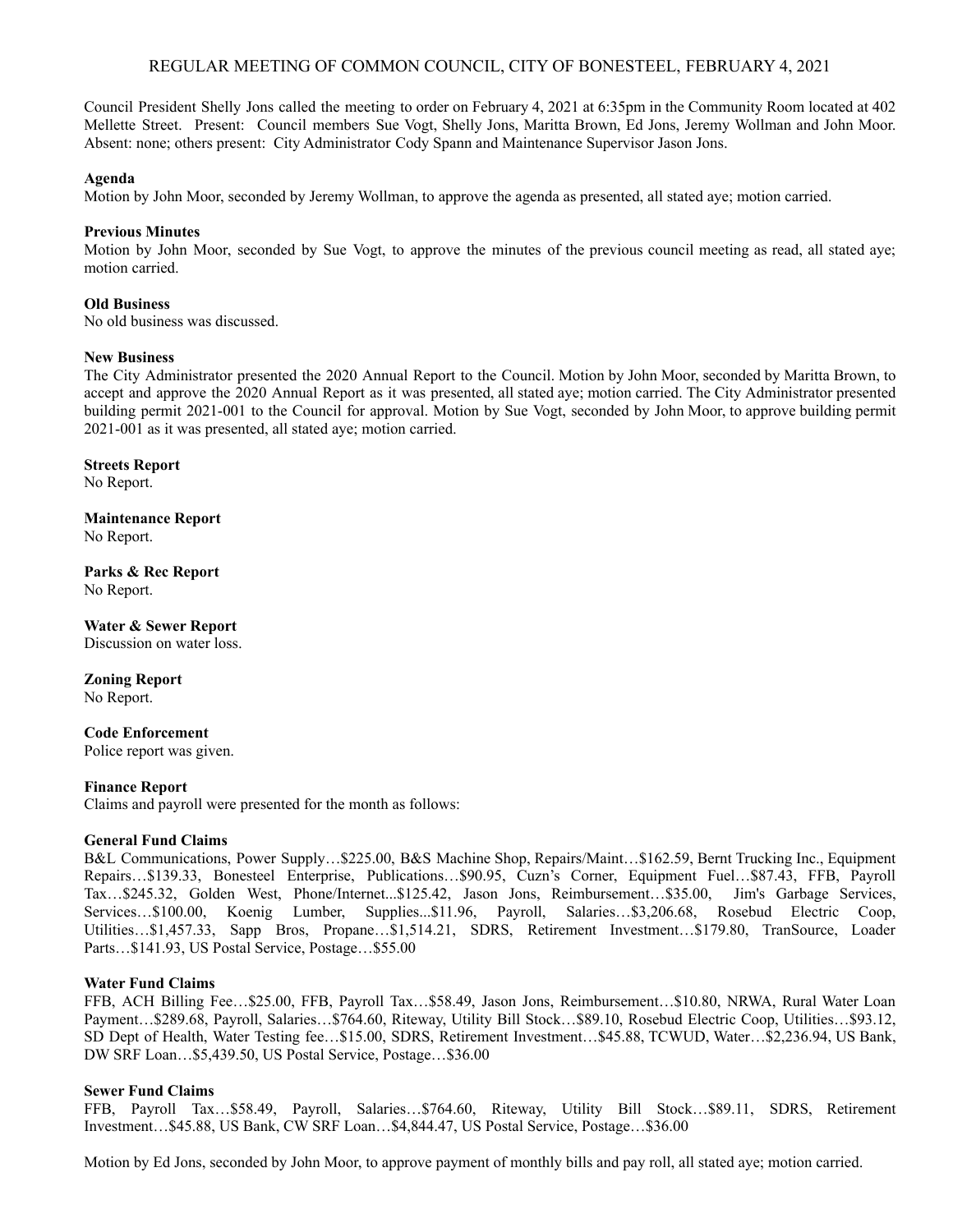# REGULAR MEETING OF COMMON COUNCIL, CITY OF BONESTEEL, FEBRUARY 4, 2021

Council President Shelly Jons called the meeting to order on February 4, 2021 at 6:35pm in the Community Room located at 402 Mellette Street. Present: Council members Sue Vogt, Shelly Jons, Maritta Brown, Ed Jons, Jeremy Wollman and John Moor. Absent: none; others present: City Administrator Cody Spann and Maintenance Supervisor Jason Jons.

**Agenda**
Motion by John Moor, seconded by Jeremy Wollman, to approve the agenda as presented, all stated aye; motion carried.

**Previous Minutes**
Motion by John Moor, seconded by Sue Vogt, to approve the minutes of the previous council meeting as read, all stated aye; motion carried.

**Old Business**
No old business was discussed.

**New Business**
The City Administrator presented the 2020 Annual Report to the Council. Motion by John Moor, seconded by Maritta Brown, to accept and approve the 2020 Annual Report as it was presented, all stated aye; motion carried. The City Administrator presented building permit 2021-001 to the Council for approval. Motion by Sue Vogt, seconded by John Moor, to approve building permit 2021-001 as it was presented, all stated aye; motion carried.

**Streets Report**
No Report.

**Maintenance Report**
No Report.

**Parks & Rec Report**
No Report.

**Water & Sewer Report**
Discussion on water loss.

**Zoning Report**
No Report.

**Code Enforcement**
Police report was given.

**Finance Report**
Claims and payroll were presented for the month as follows:

**General Fund Claims**
B&L Communications, Power Supply…$225.00, B&S Machine Shop, Repairs/Maint…$162.59, Bernt Trucking Inc., Equipment Repairs…$139.33, Bonesteel Enterprise, Publications…$90.95, Cuzn's Corner, Equipment Fuel…$87.43, FFB, Payroll Tax…$245.32, Golden West, Phone/Internet...$125.42, Jason Jons, Reimbursement…$35.00, Jim's Garbage Services, Services…$100.00, Koenig Lumber, Supplies...$11.96, Payroll, Salaries…$3,206.68, Rosebud Electric Coop, Utilities…$1,457.33, Sapp Bros, Propane…$1,514.21, SDRS, Retirement Investment…$179.80, TranSource, Loader Parts…$141.93, US Postal Service, Postage…$55.00

**Water Fund Claims**
FFB, ACH Billing Fee…$25.00, FFB, Payroll Tax…$58.49, Jason Jons, Reimbursement…$10.80, NRWA, Rural Water Loan Payment…$289.68, Payroll, Salaries…$764.60, Riteway, Utility Bill Stock…$89.10, Rosebud Electric Coop, Utilities…$93.12, SD Dept of Health, Water Testing fee…$15.00, SDRS, Retirement Investment…$45.88, TCWUD, Water…$2,236.94, US Bank, DW SRF Loan…$5,439.50, US Postal Service, Postage…$36.00

**Sewer Fund Claims**
FFB, Payroll Tax…$58.49, Payroll, Salaries…$764.60, Riteway, Utility Bill Stock…$89.11, SDRS, Retirement Investment…$45.88, US Bank, CW SRF Loan…$4,844.47, US Postal Service, Postage…$36.00

Motion by Ed Jons, seconded by John Moor, to approve payment of monthly bills and pay roll, all stated aye; motion carried.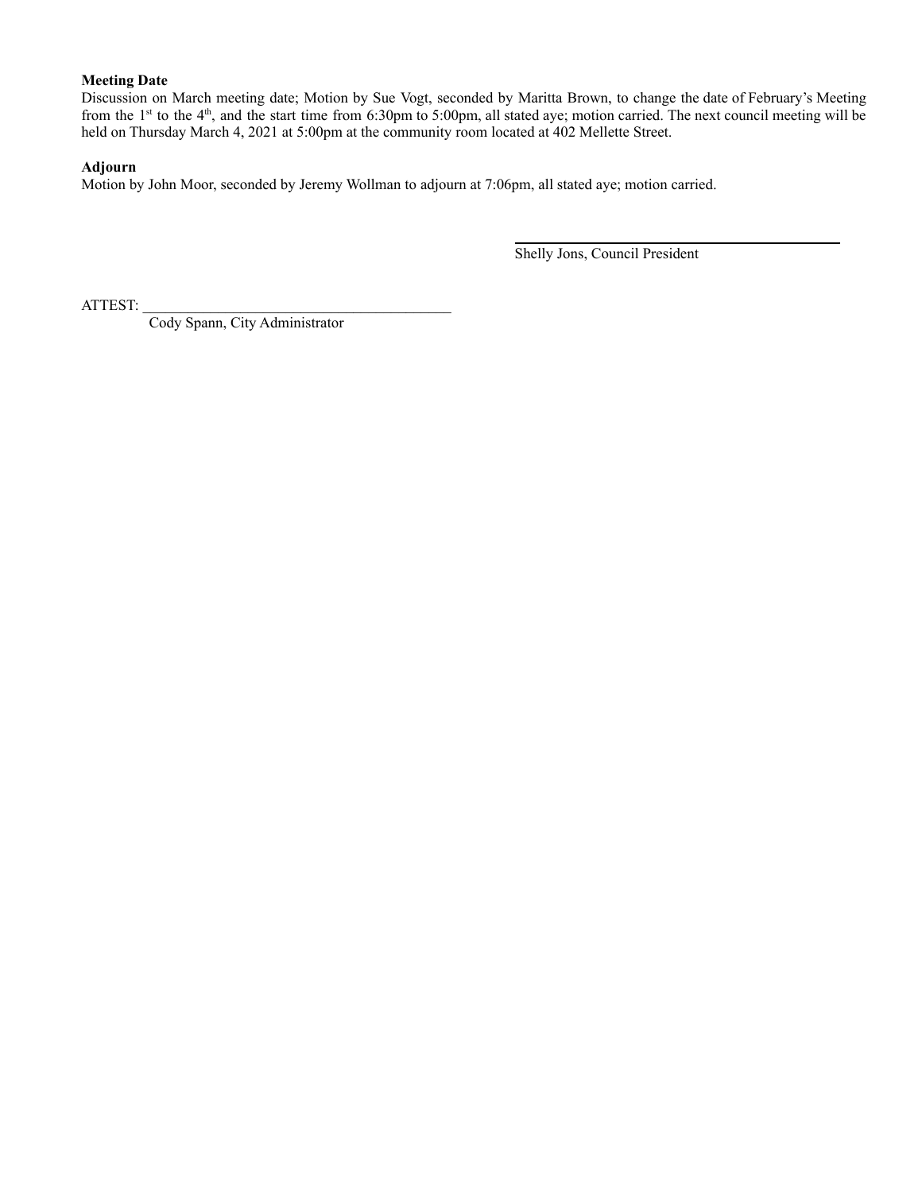**Meeting Date**

Discussion on March meeting date; Motion by Sue Vogt, seconded by Maritta Brown, to change the date of February's Meeting from the 1[st] to the 4[th], and the start time from 6:30pm to 5:00pm, all stated aye; motion carried. The next council meeting will be held on Thursday March 4, 2021 at 5:00pm at the community room located at 402 Mellette Street.

**Adjourn**

Motion by John Moor, seconded by Jeremy Wollman to adjourn at 7:06pm, all stated aye; motion carried.

\_\_\_\_\_\_\_\_\_\_\_\_\_\_\_\_\_\_\_\_\_\_\_\_\_\_\_\_\_\_\_\_\_\_\_\_\_\_\_\_\_\_
Shelly Jons, Council President

ATTEST: \_\_\_\_\_\_\_\_\_\_\_\_\_\_\_\_\_\_\_\_\_\_\_\_\_\_\_\_\_\_\_\_\_\_\_\_\_\_\_\_\_\_
Cody Spann, City Administrator